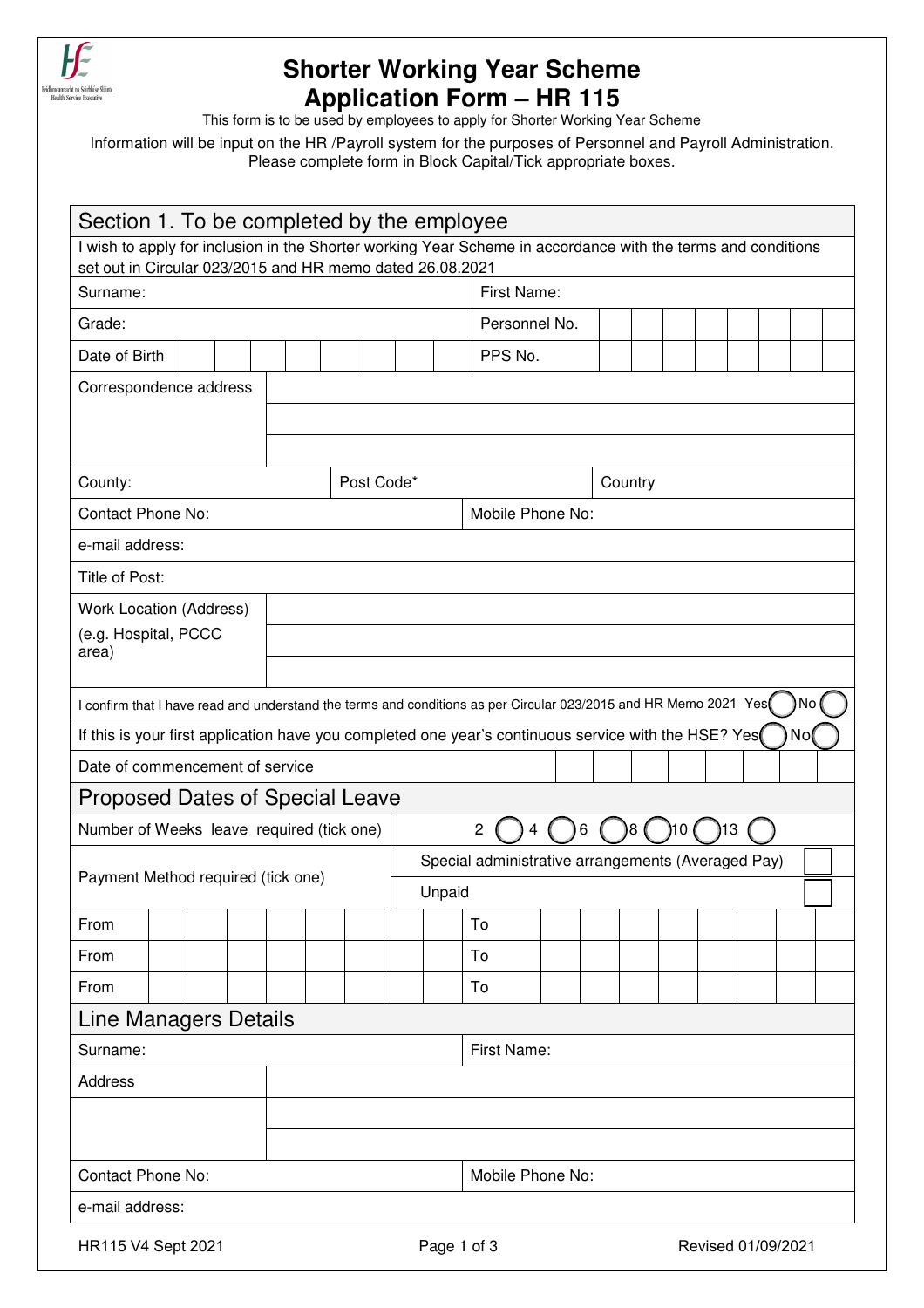# Shorter Working Year Scheme Application Form – HR 115

This form is to be used by employees to apply for Shorter Working Year Scheme

Information will be input on the HR /Payroll system for the purposes of Personnel and Payroll Administration. Please complete form in Block Capital/Tick appropriate boxes.

## Section 1. To be completed by the employee

I wish to apply for inclusion in the Shorter working Year Scheme in accordance with the terms and conditions set out in Circular 023/2015 and HR memo dated 26.08.2021

| | | | |
|---|---|---|---|
| Surname: | | First Name: | |
| Grade: | | Personnel No. | |
| Date of Birth | | PPS No. | |
| Correspondence address | | | |
| County: | Post Code* | Country | |
| Contact Phone No: | | Mobile Phone No: | |
| e-mail address: | | | |
| Title of Post: | | | |
| Work Location (Address) (e.g. Hospital, PCCC area) | | | |

I confirm that I have read and understand the terms and conditions as per Circular 023/2015 and HR Memo 2021 Yes ◯ No ◯

If this is your first application have you completed one year's continuous service with the HSE? Yes ◯ No ◯

Date of commencement of service

## Proposed Dates of Special Leave

| | |
|---|---|
| Number of Weeks leave required (tick one) | 2 ◯ 4 ◯ 6 ◯ 8 ◯ 10 ◯ 13 ◯ |
| Payment Method required (tick one) | Special administrative arrangements (Averaged Pay) ☐ |
| | Unpaid ☐ |

| | | | |
|---|---|---|---|
| From | | To | |
| From | | To | |
| From | | To | |

## Line Managers Details

| | | | |
|---|---|---|---|
| Surname: | | First Name: | |
| Address | | | |
| Contact Phone No: | | Mobile Phone No: | |
| e-mail address: | | | |

HR115 V4 Sept 2021 Revised 01/09/2021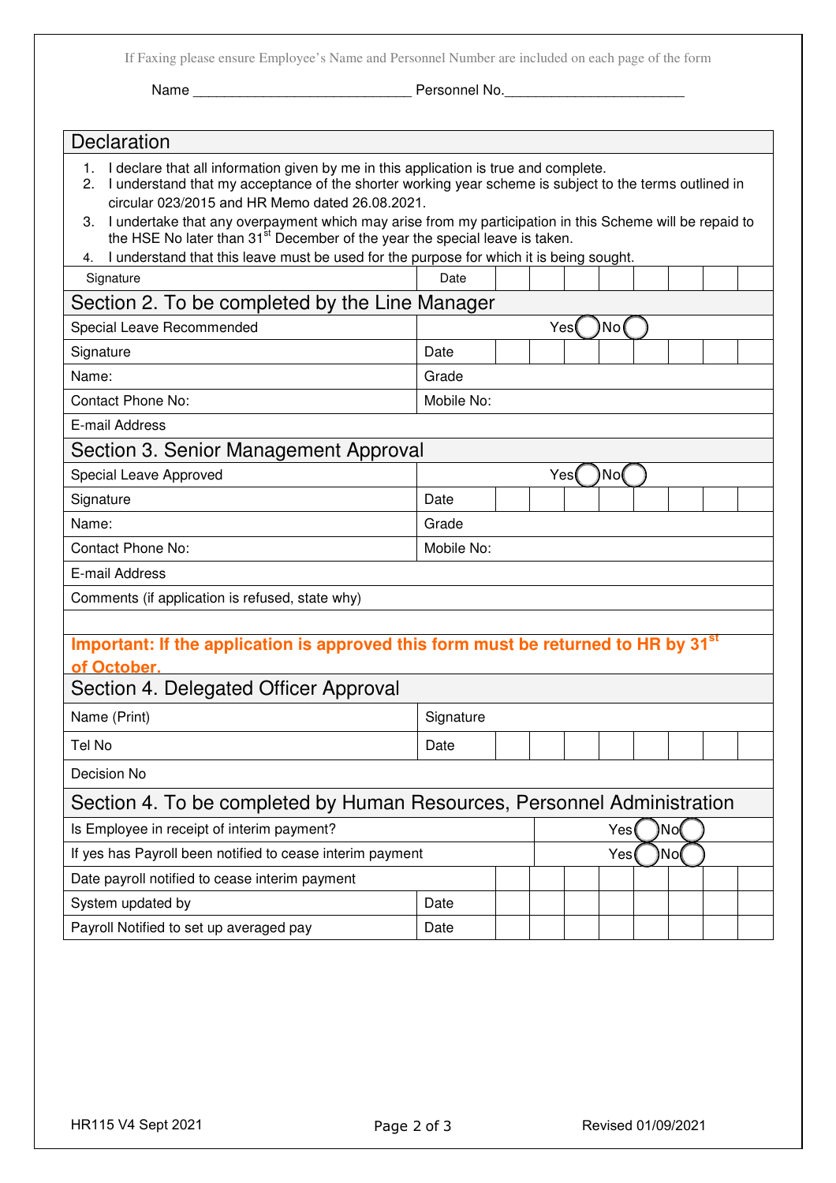If Faxing please ensure Employee's Name and Personnel Number are included on each page of the form

Name ____________________________ Personnel No.________________________

## Declaration

1. I declare that all information given by me in this application is true and complete.
2. I understand that my acceptance of the shorter working year scheme is subject to the terms outlined in circular 023/2015 and HR Memo dated 26.08.2021.
3. I undertake that any overpayment which may arise from my participation in this Scheme will be repaid to the HSE No later than 31st December of the year the special leave is taken.
4. I understand that this leave must be used for the purpose for which it is being sought.

| Signature | Date |
|---|---|

## Section 2. To be completed by the Line Manager

| | |
|---|---|
| Special Leave Recommended | Yes ◯ No ◯ |
| Signature | Date |
| Name: | Grade |
| Contact Phone No: | Mobile No: |
| E-mail Address | |

## Section 3. Senior Management Approval

| | |
|---|---|
| Special Leave Approved | Yes ◯ No ◯ |
| Signature | Date |
| Name: | Grade |
| Contact Phone No: | Mobile No: |
| E-mail Address | |
| Comments (if application is refused, state why) | |

**Important: If the application is approved this form must be returned to HR by 31st of October.**

## Section 4. Delegated Officer Approval

| | |
|---|---|
| Name (Print) | Signature |
| Tel No | Date |
| Decision No | |

## Section 4. To be completed by Human Resources, Personnel Administration

| | |
|---|---|
| Is Employee in receipt of interim payment? | Yes ◯ No ◯ |
| If yes has Payroll been notified to cease interim payment | Yes ◯ No ◯ |
| Date payroll notified to cease interim payment | |
| System updated by | Date |
| Payroll Notified to set up averaged pay | Date |

HR115 V4 Sept 2021 Revised 01/09/2021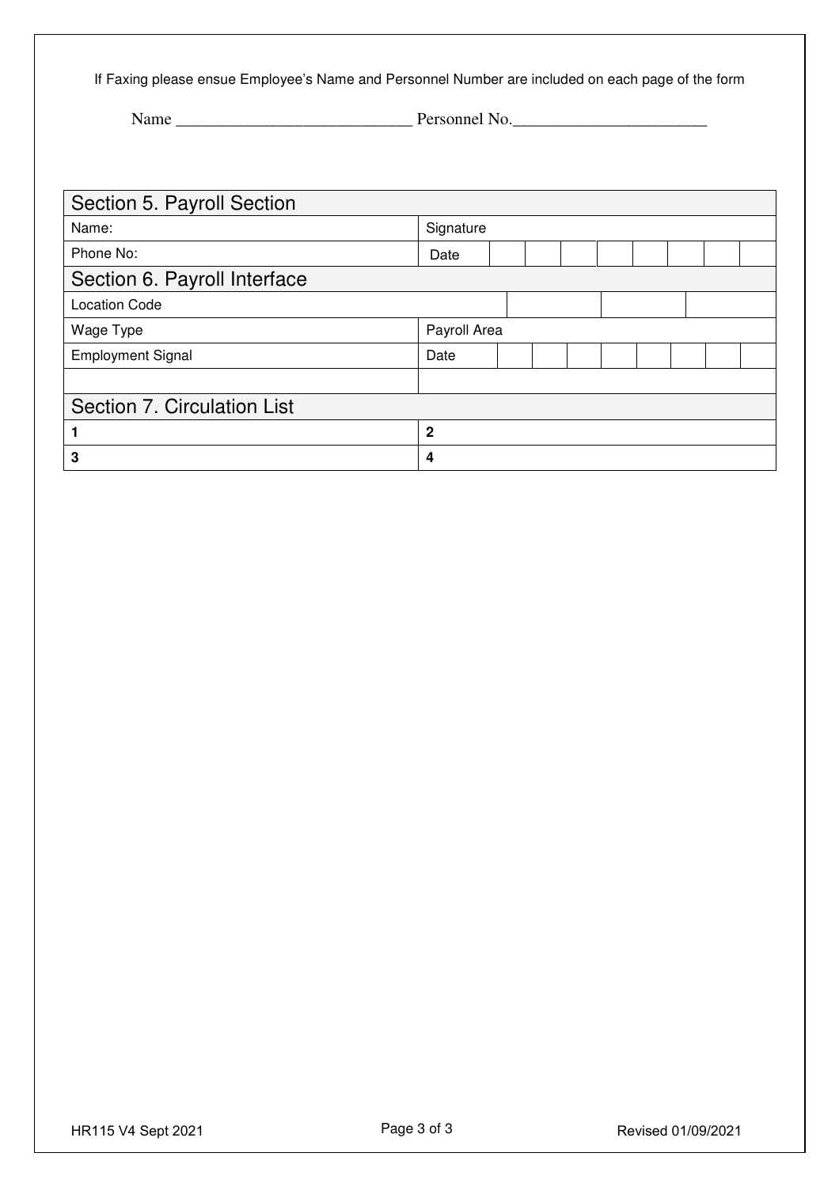If Faxing please ensue Employee's Name and Personnel Number are included on each page of the form

Name ____________________________ Personnel No.________________________

| Section 5. Payroll Section | | | | | | | | | |
|---|---|---|---|---|---|---|---|---|---|
| Name: | Signature | | | | | | | | |
| Phone No: | Date | | | | | | | | |

| Section 6. Payroll Interface | | | |
|---|---|---|---|
| Location Code | | | |
| Wage Type | Payroll Area | | |
| Employment Signal | Date | | |
| | | | |

| Section 7. Circulation List | |
|---|---|
| **1** | **2** |
| **3** | **4** |

HR115 V4 Sept 2021

Revised 01/09/2021